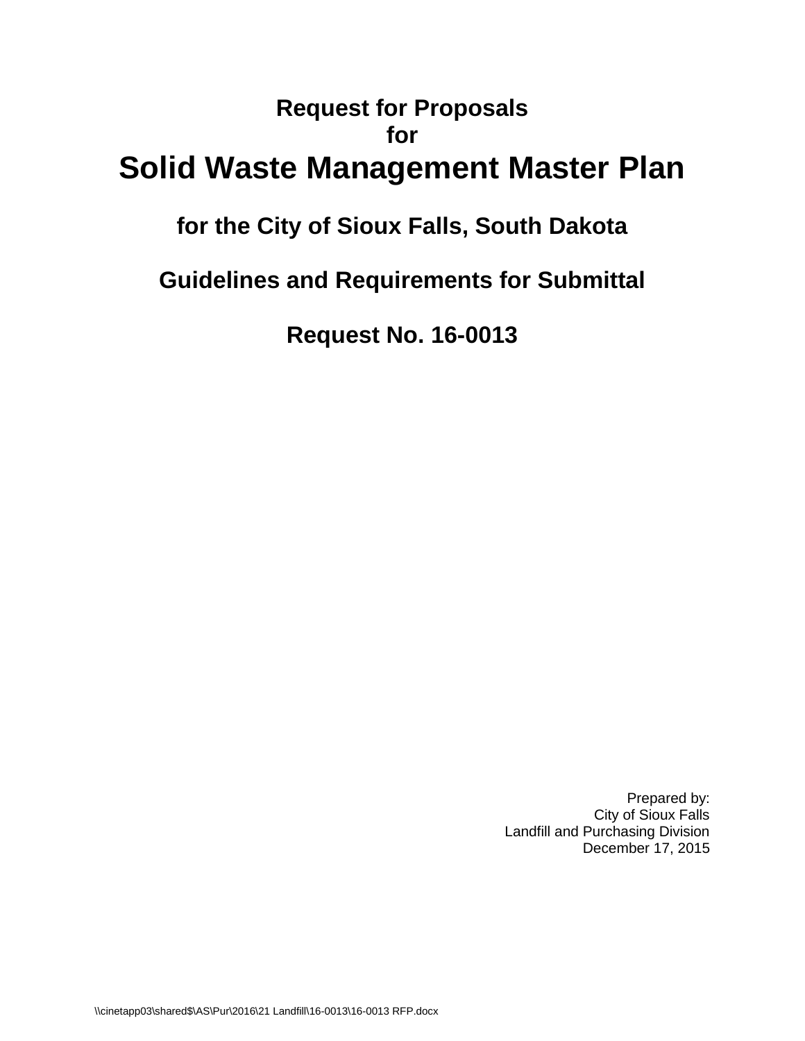# Request for Proposals
# for
# Solid Waste Management Master Plan

## for the City of Sioux Falls, South Dakota

## Guidelines and Requirements for Submittal

## Request No. 16-0013

Prepared by:
City of Sioux Falls
Landfill and Purchasing Division
December 17, 2015

\\cinetapp03\shared$\AS\Pur\2016\21 Landfill\16-0013\16-0013 RFP.docx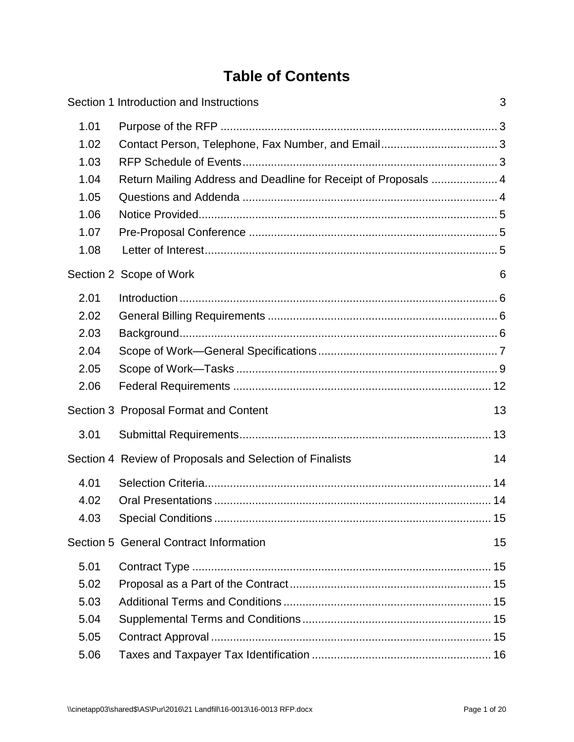# Table of Contents

Section 1 Introduction and Instructions 3

- 1.01 Purpose of the RFP 3
- 1.02 Contact Person, Telephone, Fax Number, and Email 3
- 1.03 RFP Schedule of Events 3
- 1.04 Return Mailing Address and Deadline for Receipt of Proposals 4
- 1.05 Questions and Addenda 4
- 1.06 Notice Provided 5
- 1.07 Pre-Proposal Conference 5
- 1.08 Letter of Interest 5

Section 2 Scope of Work 6

- 2.01 Introduction 6
- 2.02 General Billing Requirements 6
- 2.03 Background 6
- 2.04 Scope of Work—General Specifications 7
- 2.05 Scope of Work—Tasks 9
- 2.06 Federal Requirements 12

Section 3 Proposal Format and Content 13

- 3.01 Submittal Requirements 13

Section 4 Review of Proposals and Selection of Finalists 14

- 4.01 Selection Criteria 14
- 4.02 Oral Presentations 14
- 4.03 Special Conditions 15

Section 5 General Contract Information 15

- 5.01 Contract Type 15
- 5.02 Proposal as a Part of the Contract 15
- 5.03 Additional Terms and Conditions 15
- 5.04 Supplemental Terms and Conditions 15
- 5.05 Contract Approval 15
- 5.06 Taxes and Taxpayer Tax Identification 16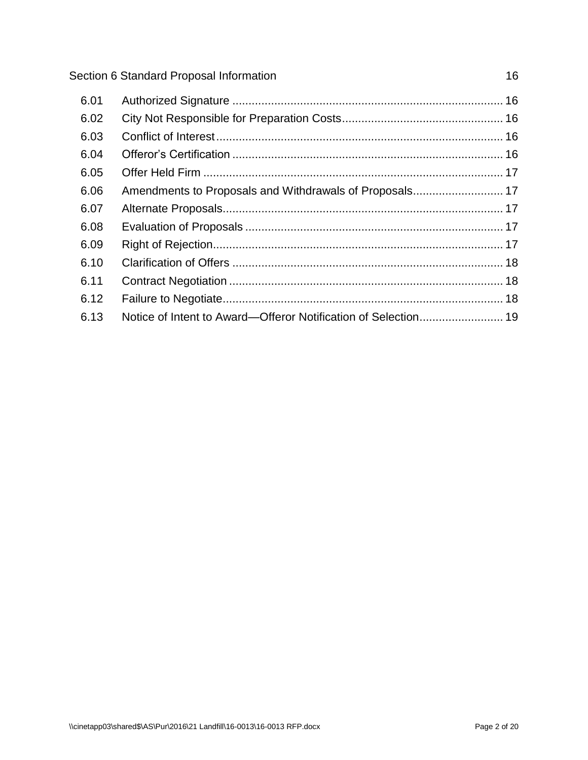Section 6 Standard Proposal Information 16

| | | |
|---|---|---|
| 6.01 | Authorized Signature | 16 |
| 6.02 | City Not Responsible for Preparation Costs | 16 |
| 6.03 | Conflict of Interest | 16 |
| 6.04 | Offeror's Certification | 16 |
| 6.05 | Offer Held Firm | 17 |
| 6.06 | Amendments to Proposals and Withdrawals of Proposals | 17 |
| 6.07 | Alternate Proposals | 17 |
| 6.08 | Evaluation of Proposals | 17 |
| 6.09 | Right of Rejection | 17 |
| 6.10 | Clarification of Offers | 18 |
| 6.11 | Contract Negotiation | 18 |
| 6.12 | Failure to Negotiate | 18 |
| 6.13 | Notice of Intent to Award—Offeror Notification of Selection | 19 |

\\cinetapp03\shared$\AS\Pur\2016\21 Landfill\16-0013\16-0013 RFP.docx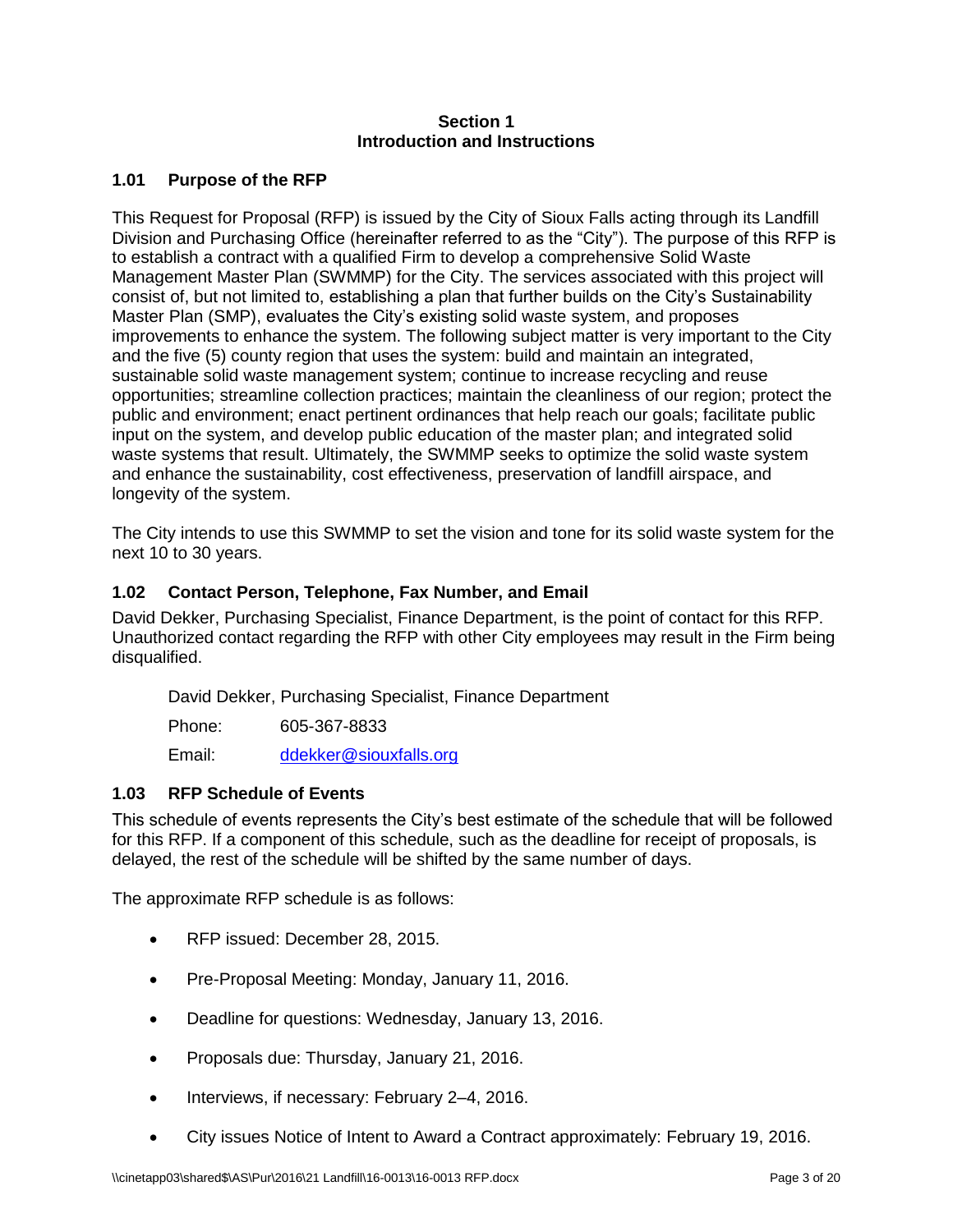**Section 1**
**Introduction and Instructions**

### 1.01 Purpose of the RFP

This Request for Proposal (RFP) is issued by the City of Sioux Falls acting through its Landfill Division and Purchasing Office (hereinafter referred to as the "City"). The purpose of this RFP is to establish a contract with a qualified Firm to develop a comprehensive Solid Waste Management Master Plan (SWMMP) for the City. The services associated with this project will consist of, but not limited to, establishing a plan that further builds on the City's Sustainability Master Plan (SMP), evaluates the City's existing solid waste system, and proposes improvements to enhance the system. The following subject matter is very important to the City and the five (5) county region that uses the system: build and maintain an integrated, sustainable solid waste management system; continue to increase recycling and reuse opportunities; streamline collection practices; maintain the cleanliness of our region; protect the public and environment; enact pertinent ordinances that help reach our goals; facilitate public input on the system, and develop public education of the master plan; and integrated solid waste systems that result. Ultimately, the SWMMP seeks to optimize the solid waste system and enhance the sustainability, cost effectiveness, preservation of landfill airspace, and longevity of the system.

The City intends to use this SWMMP to set the vision and tone for its solid waste system for the next 10 to 30 years.

### 1.02 Contact Person, Telephone, Fax Number, and Email

David Dekker, Purchasing Specialist, Finance Department, is the point of contact for this RFP. Unauthorized contact regarding the RFP with other City employees may result in the Firm being disqualified.

David Dekker, Purchasing Specialist, Finance Department

Phone: 605-367-8833

Email: ddekker@siouxfalls.org

### 1.03 RFP Schedule of Events

This schedule of events represents the City's best estimate of the schedule that will be followed for this RFP. If a component of this schedule, such as the deadline for receipt of proposals, is delayed, the rest of the schedule will be shifted by the same number of days.

The approximate RFP schedule is as follows:

- RFP issued: December 28, 2015.
- Pre-Proposal Meeting: Monday, January 11, 2016.
- Deadline for questions: Wednesday, January 13, 2016.
- Proposals due: Thursday, January 21, 2016.
- Interviews, if necessary: February 2–4, 2016.
- City issues Notice of Intent to Award a Contract approximately: February 19, 2016.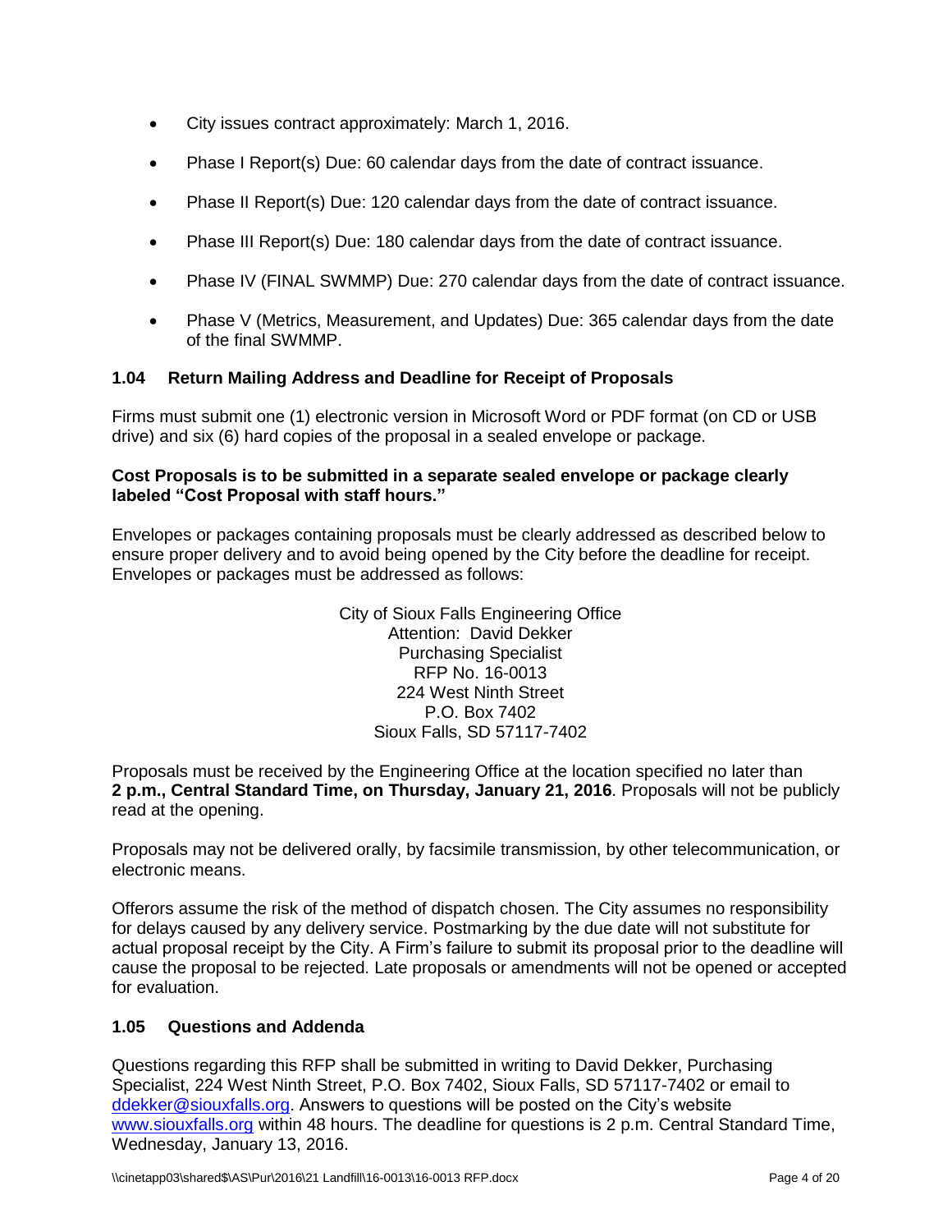- City issues contract approximately: March 1, 2016.
- Phase I Report(s) Due: 60 calendar days from the date of contract issuance.
- Phase II Report(s) Due: 120 calendar days from the date of contract issuance.
- Phase III Report(s) Due: 180 calendar days from the date of contract issuance.
- Phase IV (FINAL SWMMP) Due: 270 calendar days from the date of contract issuance.
- Phase V (Metrics, Measurement, and Updates) Due: 365 calendar days from the date of the final SWMMP.

### 1.04 Return Mailing Address and Deadline for Receipt of Proposals

Firms must submit one (1) electronic version in Microsoft Word or PDF format (on CD or USB drive) and six (6) hard copies of the proposal in a sealed envelope or package.

**Cost Proposals is to be submitted in a separate sealed envelope or package clearly labeled "Cost Proposal with staff hours."**

Envelopes or packages containing proposals must be clearly addressed as described below to ensure proper delivery and to avoid being opened by the City before the deadline for receipt. Envelopes or packages must be addressed as follows:

City of Sioux Falls Engineering Office
Attention: David Dekker
Purchasing Specialist
RFP No. 16-0013
224 West Ninth Street
P.O. Box 7402
Sioux Falls, SD 57117-7402

Proposals must be received by the Engineering Office at the location specified no later than **2 p.m., Central Standard Time, on Thursday, January 21, 2016**. Proposals will not be publicly read at the opening.

Proposals may not be delivered orally, by facsimile transmission, by other telecommunication, or electronic means.

Offerors assume the risk of the method of dispatch chosen. The City assumes no responsibility for delays caused by any delivery service. Postmarking by the due date will not substitute for actual proposal receipt by the City. A Firm's failure to submit its proposal prior to the deadline will cause the proposal to be rejected. Late proposals or amendments will not be opened or accepted for evaluation.

### 1.05 Questions and Addenda

Questions regarding this RFP shall be submitted in writing to David Dekker, Purchasing Specialist, 224 West Ninth Street, P.O. Box 7402, Sioux Falls, SD 57117-7402 or email to ddekker@siouxfalls.org. Answers to questions will be posted on the City's website www.siouxfalls.org within 48 hours. The deadline for questions is 2 p.m. Central Standard Time, Wednesday, January 13, 2016.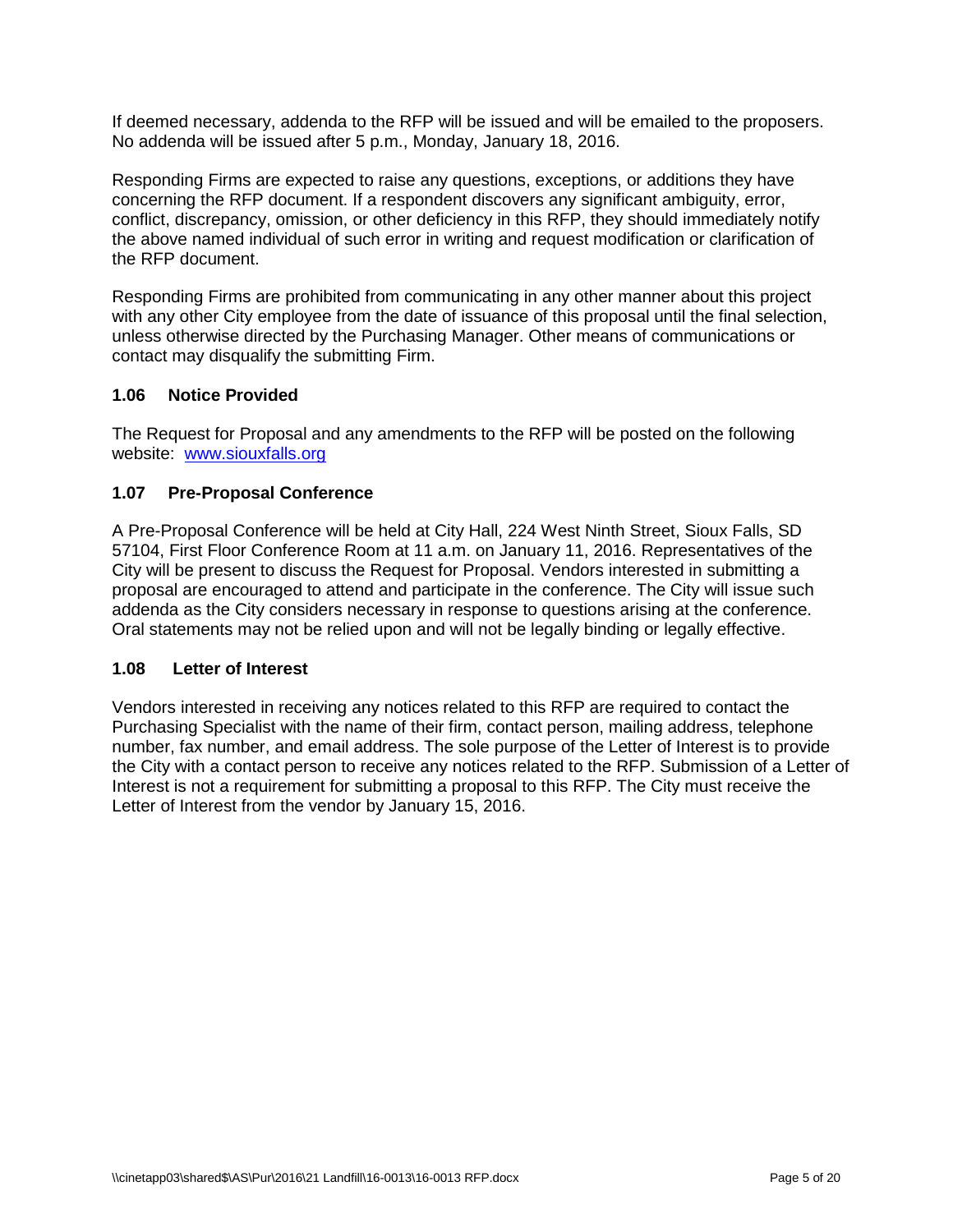If deemed necessary, addenda to the RFP will be issued and will be emailed to the proposers. No addenda will be issued after 5 p.m., Monday, January 18, 2016.

Responding Firms are expected to raise any questions, exceptions, or additions they have concerning the RFP document. If a respondent discovers any significant ambiguity, error, conflict, discrepancy, omission, or other deficiency in this RFP, they should immediately notify the above named individual of such error in writing and request modification or clarification of the RFP document.

Responding Firms are prohibited from communicating in any other manner about this project with any other City employee from the date of issuance of this proposal until the final selection, unless otherwise directed by the Purchasing Manager. Other means of communications or contact may disqualify the submitting Firm.

### 1.06 Notice Provided

The Request for Proposal and any amendments to the RFP will be posted on the following website: [www.siouxfalls.org](http://www.siouxfalls.org)

### 1.07 Pre-Proposal Conference

A Pre-Proposal Conference will be held at City Hall, 224 West Ninth Street, Sioux Falls, SD 57104, First Floor Conference Room at 11 a.m. on January 11, 2016. Representatives of the City will be present to discuss the Request for Proposal. Vendors interested in submitting a proposal are encouraged to attend and participate in the conference. The City will issue such addenda as the City considers necessary in response to questions arising at the conference. Oral statements may not be relied upon and will not be legally binding or legally effective.

### 1.08 Letter of Interest

Vendors interested in receiving any notices related to this RFP are required to contact the Purchasing Specialist with the name of their firm, contact person, mailing address, telephone number, fax number, and email address. The sole purpose of the Letter of Interest is to provide the City with a contact person to receive any notices related to the RFP. Submission of a Letter of Interest is not a requirement for submitting a proposal to this RFP. The City must receive the Letter of Interest from the vendor by January 15, 2016.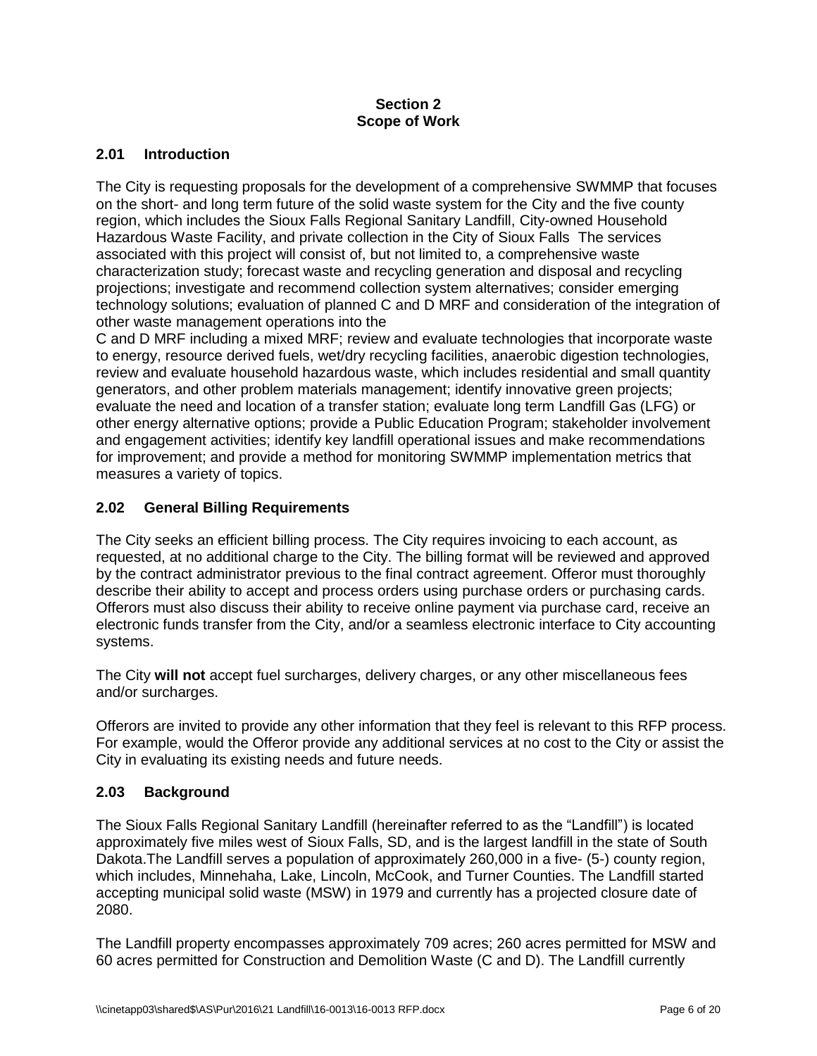## Section 2
## Scope of Work

### 2.01 Introduction

The City is requesting proposals for the development of a comprehensive SWMMP that focuses on the short- and long term future of the solid waste system for the City and the five county region, which includes the Sioux Falls Regional Sanitary Landfill, City-owned Household Hazardous Waste Facility, and private collection in the City of Sioux Falls The services associated with this project will consist of, but not limited to, a comprehensive waste characterization study; forecast waste and recycling generation and disposal and recycling projections; investigate and recommend collection system alternatives; consider emerging technology solutions; evaluation of planned C and D MRF and consideration of the integration of other waste management operations into the C and D MRF including a mixed MRF; review and evaluate technologies that incorporate waste to energy, resource derived fuels, wet/dry recycling facilities, anaerobic digestion technologies, review and evaluate household hazardous waste, which includes residential and small quantity generators, and other problem materials management; identify innovative green projects; evaluate the need and location of a transfer station; evaluate long term Landfill Gas (LFG) or other energy alternative options; provide a Public Education Program; stakeholder involvement and engagement activities; identify key landfill operational issues and make recommendations for improvement; and provide a method for monitoring SWMMP implementation metrics that measures a variety of topics.

### 2.02 General Billing Requirements

The City seeks an efficient billing process. The City requires invoicing to each account, as requested, at no additional charge to the City. The billing format will be reviewed and approved by the contract administrator previous to the final contract agreement. Offeror must thoroughly describe their ability to accept and process orders using purchase orders or purchasing cards. Offerors must also discuss their ability to receive online payment via purchase card, receive an electronic funds transfer from the City, and/or a seamless electronic interface to City accounting systems.

The City **will not** accept fuel surcharges, delivery charges, or any other miscellaneous fees and/or surcharges.

Offerors are invited to provide any other information that they feel is relevant to this RFP process. For example, would the Offeror provide any additional services at no cost to the City or assist the City in evaluating its existing needs and future needs.

### 2.03 Background

The Sioux Falls Regional Sanitary Landfill (hereinafter referred to as the "Landfill") is located approximately five miles west of Sioux Falls, SD, and is the largest landfill in the state of South Dakota.The Landfill serves a population of approximately 260,000 in a five- (5-) county region, which includes, Minnehaha, Lake, Lincoln, McCook, and Turner Counties. The Landfill started accepting municipal solid waste (MSW) in 1979 and currently has a projected closure date of 2080.

The Landfill property encompasses approximately 709 acres; 260 acres permitted for MSW and 60 acres permitted for Construction and Demolition Waste (C and D). The Landfill currently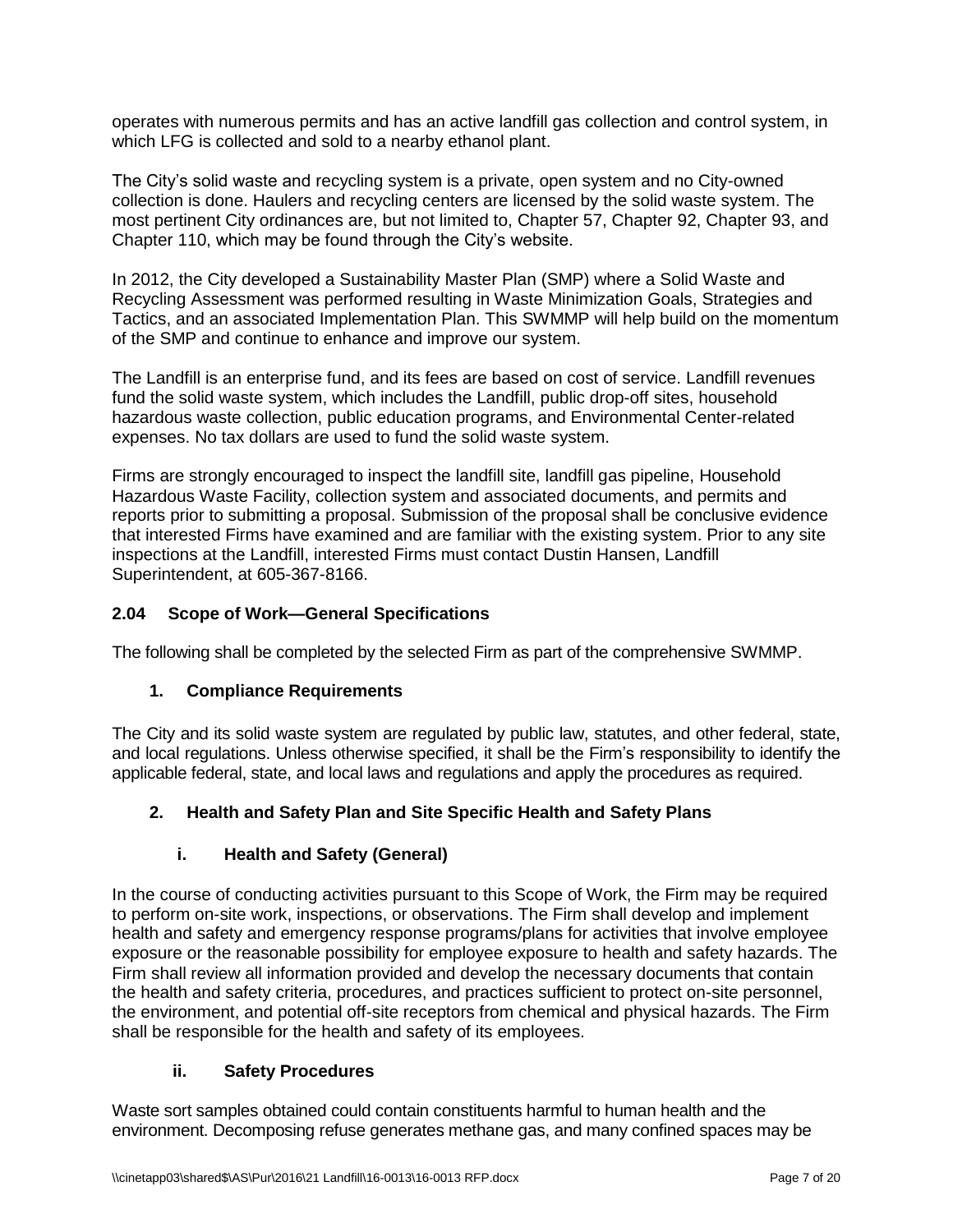operates with numerous permits and has an active landfill gas collection and control system, in which LFG is collected and sold to a nearby ethanol plant.

The City's solid waste and recycling system is a private, open system and no City-owned collection is done. Haulers and recycling centers are licensed by the solid waste system. The most pertinent City ordinances are, but not limited to, Chapter 57, Chapter 92, Chapter 93, and Chapter 110, which may be found through the City's website.

In 2012, the City developed a Sustainability Master Plan (SMP) where a Solid Waste and Recycling Assessment was performed resulting in Waste Minimization Goals, Strategies and Tactics, and an associated Implementation Plan. This SWMMP will help build on the momentum of the SMP and continue to enhance and improve our system.

The Landfill is an enterprise fund, and its fees are based on cost of service. Landfill revenues fund the solid waste system, which includes the Landfill, public drop-off sites, household hazardous waste collection, public education programs, and Environmental Center-related expenses. No tax dollars are used to fund the solid waste system.

Firms are strongly encouraged to inspect the landfill site, landfill gas pipeline, Household Hazardous Waste Facility, collection system and associated documents, and permits and reports prior to submitting a proposal. Submission of the proposal shall be conclusive evidence that interested Firms have examined and are familiar with the existing system. Prior to any site inspections at the Landfill, interested Firms must contact Dustin Hansen, Landfill Superintendent, at 605-367-8166.

### 2.04 Scope of Work—General Specifications

The following shall be completed by the selected Firm as part of the comprehensive SWMMP.

#### 1. Compliance Requirements

The City and its solid waste system are regulated by public law, statutes, and other federal, state, and local regulations. Unless otherwise specified, it shall be the Firm's responsibility to identify the applicable federal, state, and local laws and regulations and apply the procedures as required.

#### 2. Health and Safety Plan and Site Specific Health and Safety Plans

##### i. Health and Safety (General)

In the course of conducting activities pursuant to this Scope of Work, the Firm may be required to perform on-site work, inspections, or observations. The Firm shall develop and implement health and safety and emergency response programs/plans for activities that involve employee exposure or the reasonable possibility for employee exposure to health and safety hazards. The Firm shall review all information provided and develop the necessary documents that contain the health and safety criteria, procedures, and practices sufficient to protect on-site personnel, the environment, and potential off-site receptors from chemical and physical hazards. The Firm shall be responsible for the health and safety of its employees.

##### ii. Safety Procedures

Waste sort samples obtained could contain constituents harmful to human health and the environment. Decomposing refuse generates methane gas, and many confined spaces may be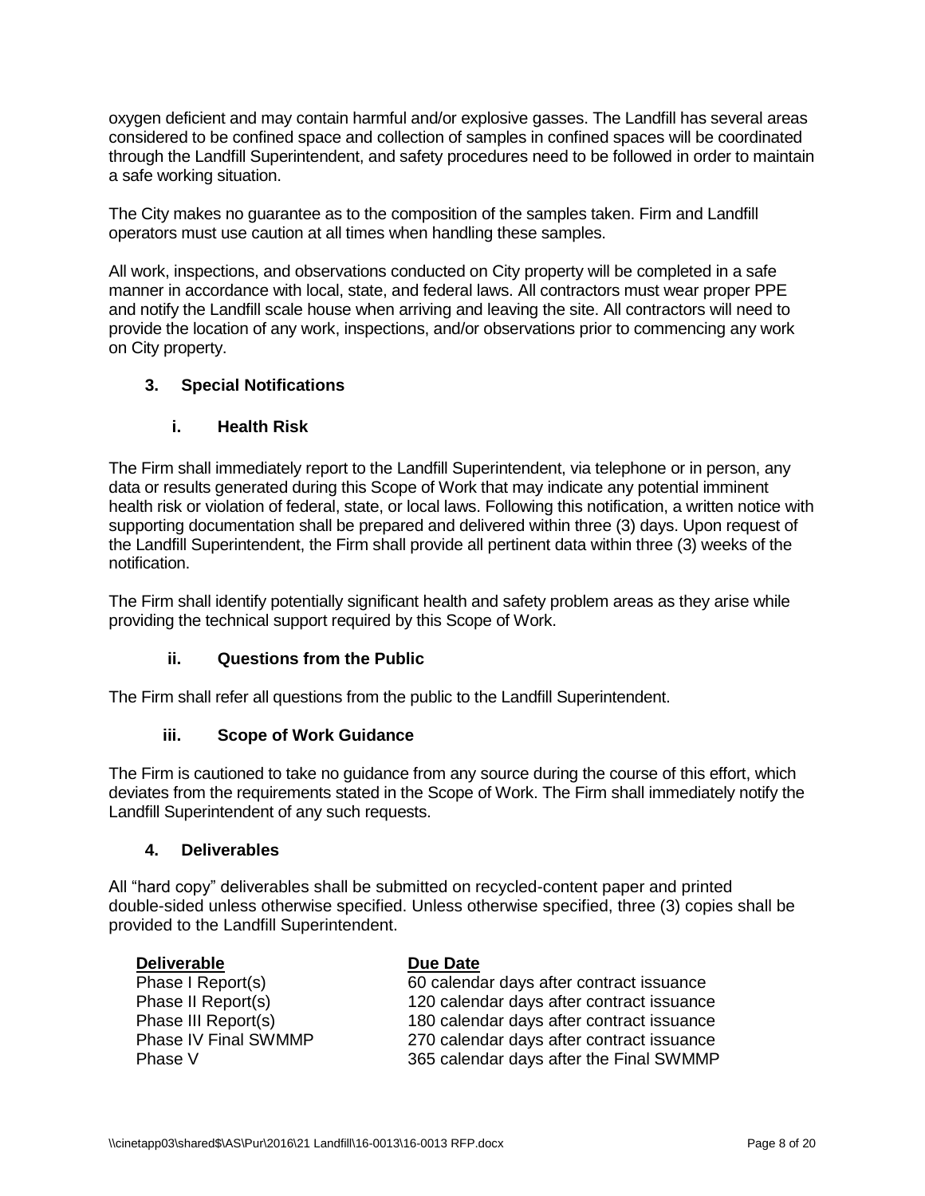oxygen deficient and may contain harmful and/or explosive gasses. The Landfill has several areas considered to be confined space and collection of samples in confined spaces will be coordinated through the Landfill Superintendent, and safety procedures need to be followed in order to maintain a safe working situation.

The City makes no guarantee as to the composition of the samples taken. Firm and Landfill operators must use caution at all times when handling these samples.

All work, inspections, and observations conducted on City property will be completed in a safe manner in accordance with local, state, and federal laws. All contractors must wear proper PPE and notify the Landfill scale house when arriving and leaving the site. All contractors will need to provide the location of any work, inspections, and/or observations prior to commencing any work on City property.

### 3. Special Notifications

#### i. Health Risk

The Firm shall immediately report to the Landfill Superintendent, via telephone or in person, any data or results generated during this Scope of Work that may indicate any potential imminent health risk or violation of federal, state, or local laws. Following this notification, a written notice with supporting documentation shall be prepared and delivered within three (3) days. Upon request of the Landfill Superintendent, the Firm shall provide all pertinent data within three (3) weeks of the notification.

The Firm shall identify potentially significant health and safety problem areas as they arise while providing the technical support required by this Scope of Work.

#### ii. Questions from the Public

The Firm shall refer all questions from the public to the Landfill Superintendent.

#### iii. Scope of Work Guidance

The Firm is cautioned to take no guidance from any source during the course of this effort, which deviates from the requirements stated in the Scope of Work. The Firm shall immediately notify the Landfill Superintendent of any such requests.

### 4. Deliverables

All "hard copy" deliverables shall be submitted on recycled-content paper and printed double-sided unless otherwise specified. Unless otherwise specified, three (3) copies shall be provided to the Landfill Superintendent.

| Deliverable | Due Date |
| --- | --- |
| Phase I Report(s) | 60 calendar days after contract issuance |
| Phase II Report(s) | 120 calendar days after contract issuance |
| Phase III Report(s) | 180 calendar days after contract issuance |
| Phase IV Final SWMMP | 270 calendar days after contract issuance |
| Phase V | 365 calendar days after the Final SWMMP |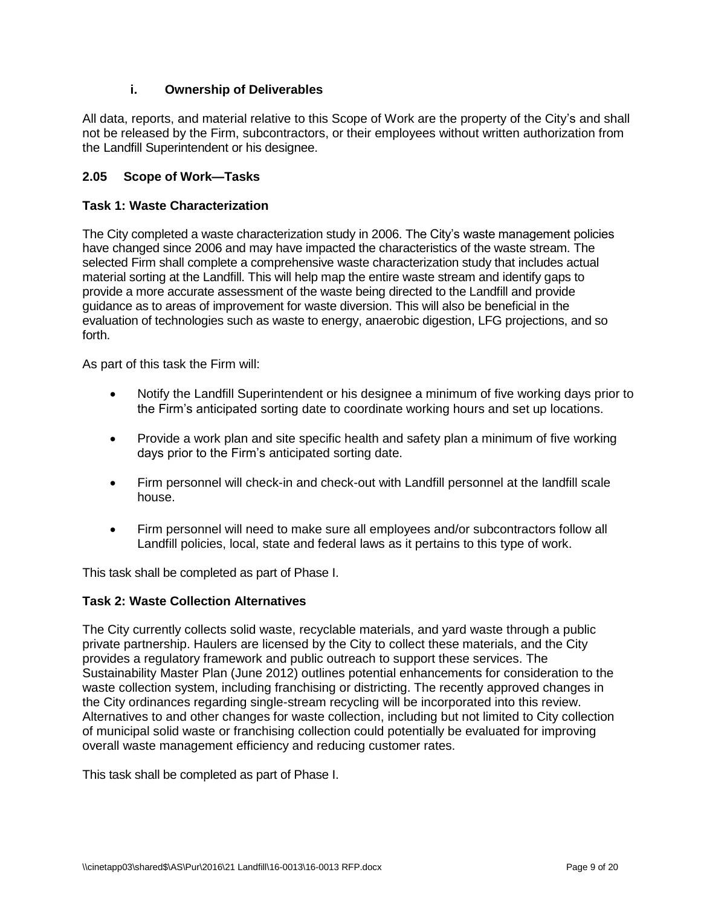### i. Ownership of Deliverables

All data, reports, and material relative to this Scope of Work are the property of the City's and shall not be released by the Firm, subcontractors, or their employees without written authorization from the Landfill Superintendent or his designee.

## 2.05 Scope of Work—Tasks

### Task 1: Waste Characterization

The City completed a waste characterization study in 2006. The City's waste management policies have changed since 2006 and may have impacted the characteristics of the waste stream. The selected Firm shall complete a comprehensive waste characterization study that includes actual material sorting at the Landfill. This will help map the entire waste stream and identify gaps to provide a more accurate assessment of the waste being directed to the Landfill and provide guidance as to areas of improvement for waste diversion. This will also be beneficial in the evaluation of technologies such as waste to energy, anaerobic digestion, LFG projections, and so forth.

As part of this task the Firm will:

- Notify the Landfill Superintendent or his designee a minimum of five working days prior to the Firm's anticipated sorting date to coordinate working hours and set up locations.
- Provide a work plan and site specific health and safety plan a minimum of five working days prior to the Firm's anticipated sorting date.
- Firm personnel will check-in and check-out with Landfill personnel at the landfill scale house.
- Firm personnel will need to make sure all employees and/or subcontractors follow all Landfill policies, local, state and federal laws as it pertains to this type of work.

This task shall be completed as part of Phase I.

### Task 2: Waste Collection Alternatives

The City currently collects solid waste, recyclable materials, and yard waste through a public private partnership. Haulers are licensed by the City to collect these materials, and the City provides a regulatory framework and public outreach to support these services. The Sustainability Master Plan (June 2012) outlines potential enhancements for consideration to the waste collection system, including franchising or districting. The recently approved changes in the City ordinances regarding single-stream recycling will be incorporated into this review. Alternatives to and other changes for waste collection, including but not limited to City collection of municipal solid waste or franchising collection could potentially be evaluated for improving overall waste management efficiency and reducing customer rates.

This task shall be completed as part of Phase I.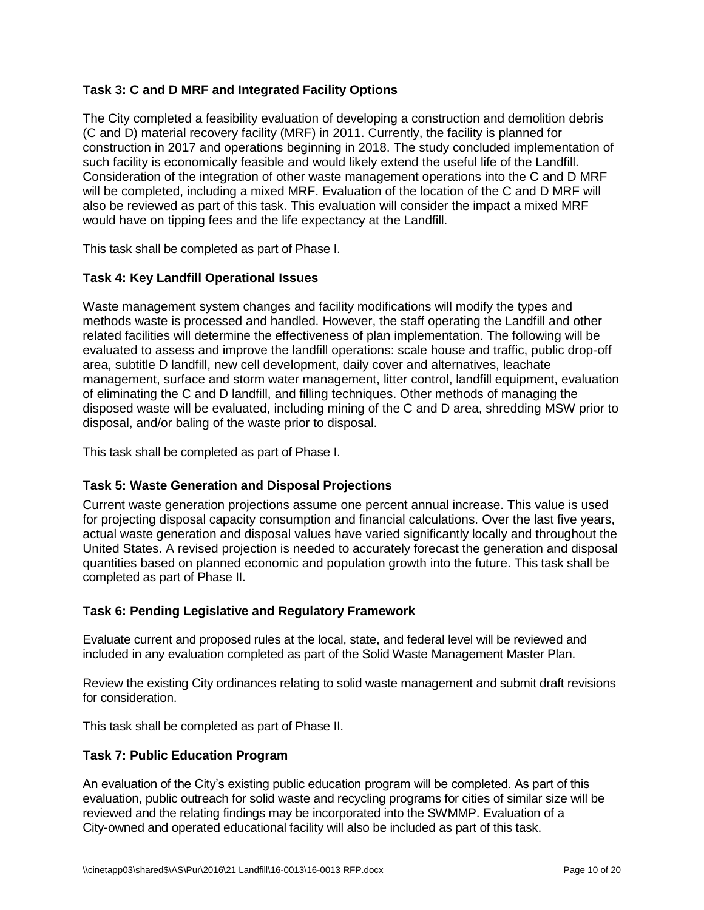### Task 3: C and D MRF and Integrated Facility Options

The City completed a feasibility evaluation of developing a construction and demolition debris (C and D) material recovery facility (MRF) in 2011. Currently, the facility is planned for construction in 2017 and operations beginning in 2018. The study concluded implementation of such facility is economically feasible and would likely extend the useful life of the Landfill. Consideration of the integration of other waste management operations into the C and D MRF will be completed, including a mixed MRF. Evaluation of the location of the C and D MRF will also be reviewed as part of this task. This evaluation will consider the impact a mixed MRF would have on tipping fees and the life expectancy at the Landfill.

This task shall be completed as part of Phase I.

### Task 4: Key Landfill Operational Issues

Waste management system changes and facility modifications will modify the types and methods waste is processed and handled. However, the staff operating the Landfill and other related facilities will determine the effectiveness of plan implementation. The following will be evaluated to assess and improve the landfill operations: scale house and traffic, public drop-off area, subtitle D landfill, new cell development, daily cover and alternatives, leachate management, surface and storm water management, litter control, landfill equipment, evaluation of eliminating the C and D landfill, and filling techniques. Other methods of managing the disposed waste will be evaluated, including mining of the C and D area, shredding MSW prior to disposal, and/or baling of the waste prior to disposal.

This task shall be completed as part of Phase I.

### Task 5: Waste Generation and Disposal Projections

Current waste generation projections assume one percent annual increase. This value is used for projecting disposal capacity consumption and financial calculations. Over the last five years, actual waste generation and disposal values have varied significantly locally and throughout the United States. A revised projection is needed to accurately forecast the generation and disposal quantities based on planned economic and population growth into the future. This task shall be completed as part of Phase II.

### Task 6: Pending Legislative and Regulatory Framework

Evaluate current and proposed rules at the local, state, and federal level will be reviewed and included in any evaluation completed as part of the Solid Waste Management Master Plan.

Review the existing City ordinances relating to solid waste management and submit draft revisions for consideration.

This task shall be completed as part of Phase II.

### Task 7: Public Education Program

An evaluation of the City's existing public education program will be completed. As part of this evaluation, public outreach for solid waste and recycling programs for cities of similar size will be reviewed and the relating findings may be incorporated into the SWMMP. Evaluation of a City-owned and operated educational facility will also be included as part of this task.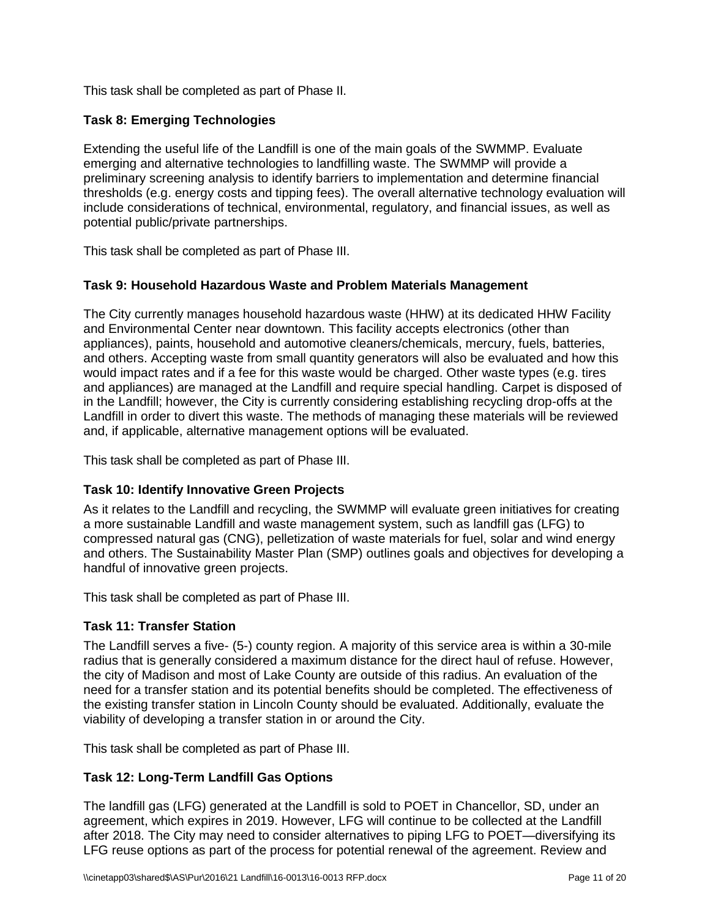This task shall be completed as part of Phase II.

### Task 8: Emerging Technologies

Extending the useful life of the Landfill is one of the main goals of the SWMMP. Evaluate emerging and alternative technologies to landfilling waste. The SWMMP will provide a preliminary screening analysis to identify barriers to implementation and determine financial thresholds (e.g. energy costs and tipping fees). The overall alternative technology evaluation will include considerations of technical, environmental, regulatory, and financial issues, as well as potential public/private partnerships.

This task shall be completed as part of Phase III.

### Task 9: Household Hazardous Waste and Problem Materials Management

The City currently manages household hazardous waste (HHW) at its dedicated HHW Facility and Environmental Center near downtown. This facility accepts electronics (other than appliances), paints, household and automotive cleaners/chemicals, mercury, fuels, batteries, and others. Accepting waste from small quantity generators will also be evaluated and how this would impact rates and if a fee for this waste would be charged. Other waste types (e.g. tires and appliances) are managed at the Landfill and require special handling. Carpet is disposed of in the Landfill; however, the City is currently considering establishing recycling drop-offs at the Landfill in order to divert this waste. The methods of managing these materials will be reviewed and, if applicable, alternative management options will be evaluated.

This task shall be completed as part of Phase III.

### Task 10: Identify Innovative Green Projects

As it relates to the Landfill and recycling, the SWMMP will evaluate green initiatives for creating a more sustainable Landfill and waste management system, such as landfill gas (LFG) to compressed natural gas (CNG), pelletization of waste materials for fuel, solar and wind energy and others. The Sustainability Master Plan (SMP) outlines goals and objectives for developing a handful of innovative green projects.

This task shall be completed as part of Phase III.

### Task 11: Transfer Station

The Landfill serves a five- (5-) county region. A majority of this service area is within a 30-mile radius that is generally considered a maximum distance for the direct haul of refuse. However, the city of Madison and most of Lake County are outside of this radius. An evaluation of the need for a transfer station and its potential benefits should be completed. The effectiveness of the existing transfer station in Lincoln County should be evaluated. Additionally, evaluate the viability of developing a transfer station in or around the City.

This task shall be completed as part of Phase III.

### Task 12: Long-Term Landfill Gas Options

The landfill gas (LFG) generated at the Landfill is sold to POET in Chancellor, SD, under an agreement, which expires in 2019. However, LFG will continue to be collected at the Landfill after 2018. The City may need to consider alternatives to piping LFG to POET—diversifying its LFG reuse options as part of the process for potential renewal of the agreement. Review and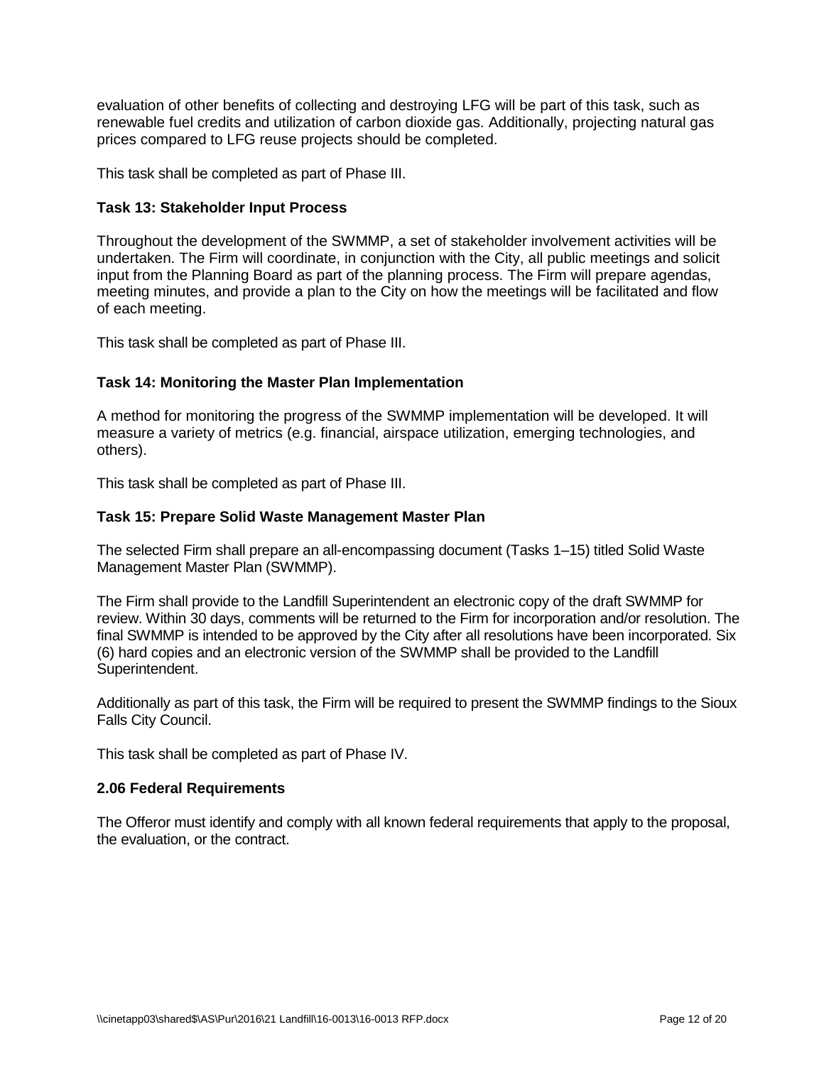evaluation of other benefits of collecting and destroying LFG will be part of this task, such as renewable fuel credits and utilization of carbon dioxide gas. Additionally, projecting natural gas prices compared to LFG reuse projects should be completed.

This task shall be completed as part of Phase III.

### Task 13: Stakeholder Input Process

Throughout the development of the SWMMP, a set of stakeholder involvement activities will be undertaken. The Firm will coordinate, in conjunction with the City, all public meetings and solicit input from the Planning Board as part of the planning process. The Firm will prepare agendas, meeting minutes, and provide a plan to the City on how the meetings will be facilitated and flow of each meeting.

This task shall be completed as part of Phase III.

### Task 14: Monitoring the Master Plan Implementation

A method for monitoring the progress of the SWMMP implementation will be developed. It will measure a variety of metrics (e.g. financial, airspace utilization, emerging technologies, and others).

This task shall be completed as part of Phase III.

### Task 15: Prepare Solid Waste Management Master Plan

The selected Firm shall prepare an all-encompassing document (Tasks 1–15) titled Solid Waste Management Master Plan (SWMMP).

The Firm shall provide to the Landfill Superintendent an electronic copy of the draft SWMMP for review. Within 30 days, comments will be returned to the Firm for incorporation and/or resolution. The final SWMMP is intended to be approved by the City after all resolutions have been incorporated. Six (6) hard copies and an electronic version of the SWMMP shall be provided to the Landfill Superintendent.

Additionally as part of this task, the Firm will be required to present the SWMMP findings to the Sioux Falls City Council.

This task shall be completed as part of Phase IV.

## 2.06 Federal Requirements

The Offeror must identify and comply with all known federal requirements that apply to the proposal, the evaluation, or the contract.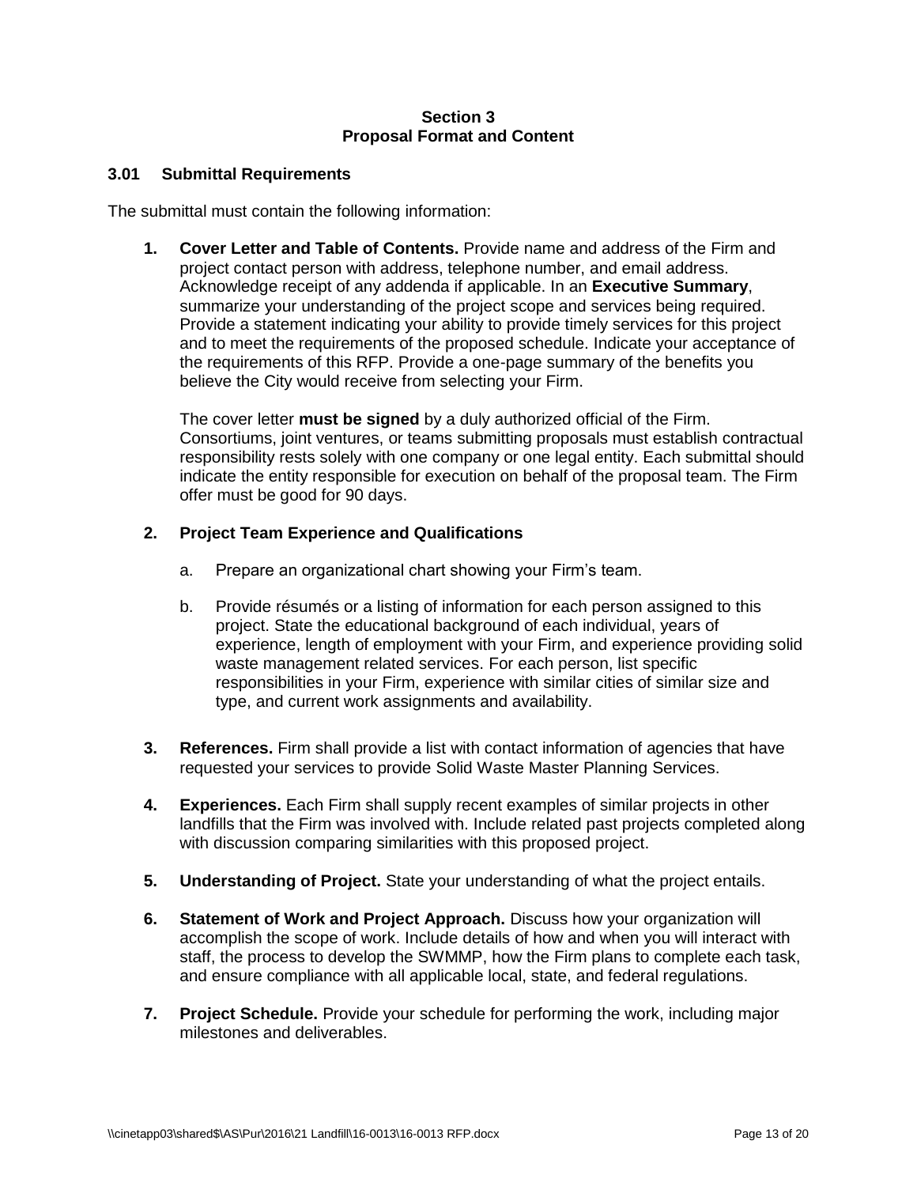## Section 3
## Proposal Format and Content

### 3.01 Submittal Requirements

The submittal must contain the following information:

1. **Cover Letter and Table of Contents.** Provide name and address of the Firm and project contact person with address, telephone number, and email address. Acknowledge receipt of any addenda if applicable. In an **Executive Summary**, summarize your understanding of the project scope and services being required. Provide a statement indicating your ability to provide timely services for this project and to meet the requirements of the proposed schedule. Indicate your acceptance of the requirements of this RFP. Provide a one-page summary of the benefits you believe the City would receive from selecting your Firm.

   The cover letter **must be signed** by a duly authorized official of the Firm. Consortiums, joint ventures, or teams submitting proposals must establish contractual responsibility rests solely with one company or one legal entity. Each submittal should indicate the entity responsible for execution on behalf of the proposal team. The Firm offer must be good for 90 days.

2. **Project Team Experience and Qualifications**

   a. Prepare an organizational chart showing your Firm's team.

   b. Provide résumés or a listing of information for each person assigned to this project. State the educational background of each individual, years of experience, length of employment with your Firm, and experience providing solid waste management related services. For each person, list specific responsibilities in your Firm, experience with similar cities of similar size and type, and current work assignments and availability.

3. **References.** Firm shall provide a list with contact information of agencies that have requested your services to provide Solid Waste Master Planning Services.

4. **Experiences.** Each Firm shall supply recent examples of similar projects in other landfills that the Firm was involved with. Include related past projects completed along with discussion comparing similarities with this proposed project.

5. **Understanding of Project.** State your understanding of what the project entails.

6. **Statement of Work and Project Approach.** Discuss how your organization will accomplish the scope of work. Include details of how and when you will interact with staff, the process to develop the SWMMP, how the Firm plans to complete each task, and ensure compliance with all applicable local, state, and federal regulations.

7. **Project Schedule.** Provide your schedule for performing the work, including major milestones and deliverables.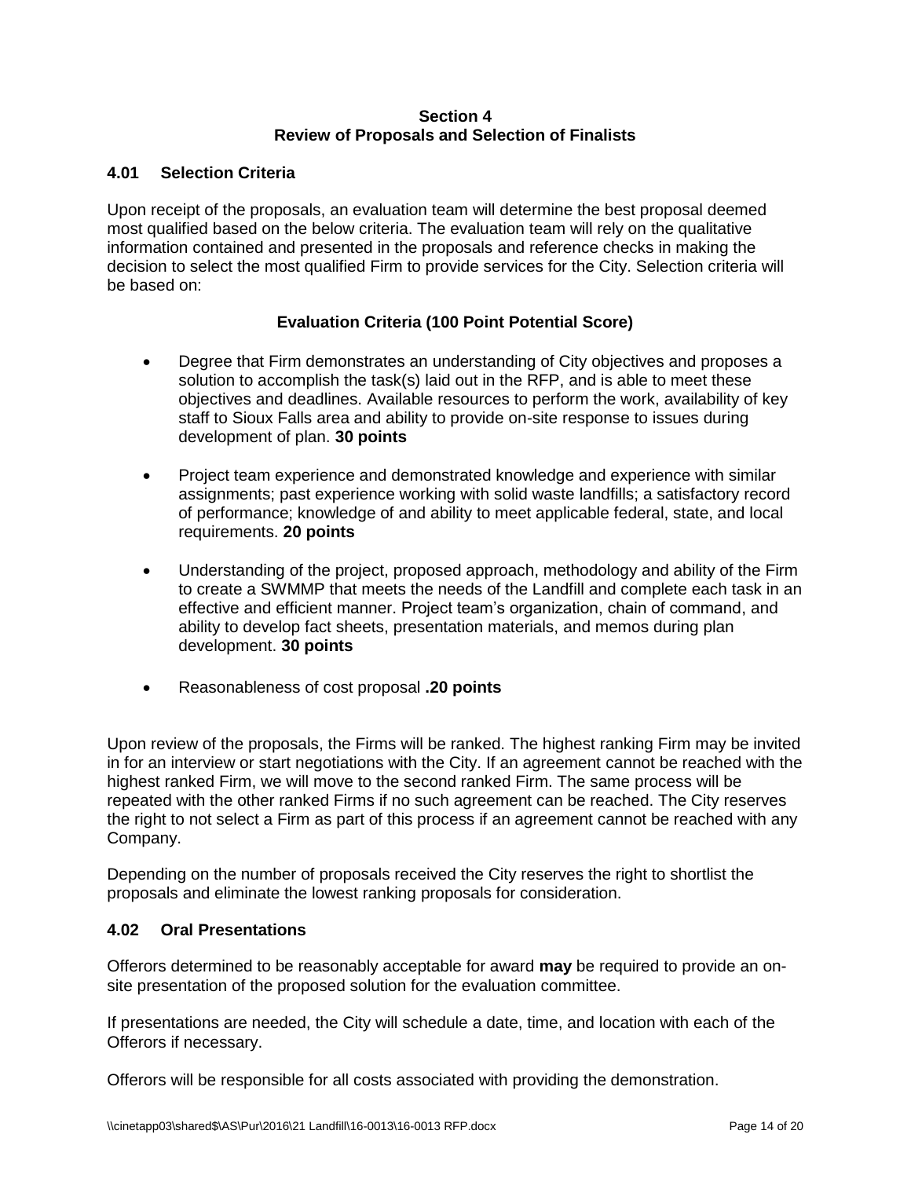## Section 4
## Review of Proposals and Selection of Finalists

### 4.01 Selection Criteria

Upon receipt of the proposals, an evaluation team will determine the best proposal deemed most qualified based on the below criteria. The evaluation team will rely on the qualitative information contained and presented in the proposals and reference checks in making the decision to select the most qualified Firm to provide services for the City. Selection criteria will be based on:

**Evaluation Criteria (100 Point Potential Score)**

- Degree that Firm demonstrates an understanding of City objectives and proposes a solution to accomplish the task(s) laid out in the RFP, and is able to meet these objectives and deadlines. Available resources to perform the work, availability of key staff to Sioux Falls area and ability to provide on-site response to issues during development of plan. **30 points**

- Project team experience and demonstrated knowledge and experience with similar assignments; past experience working with solid waste landfills; a satisfactory record of performance; knowledge of and ability to meet applicable federal, state, and local requirements. **20 points**

- Understanding of the project, proposed approach, methodology and ability of the Firm to create a SWMMP that meets the needs of the Landfill and complete each task in an effective and efficient manner. Project team's organization, chain of command, and ability to develop fact sheets, presentation materials, and memos during plan development. **30 points**

- Reasonableness of cost proposal **.20 points**

Upon review of the proposals, the Firms will be ranked. The highest ranking Firm may be invited in for an interview or start negotiations with the City. If an agreement cannot be reached with the highest ranked Firm, we will move to the second ranked Firm. The same process will be repeated with the other ranked Firms if no such agreement can be reached. The City reserves the right to not select a Firm as part of this process if an agreement cannot be reached with any Company.

Depending on the number of proposals received the City reserves the right to shortlist the proposals and eliminate the lowest ranking proposals for consideration.

### 4.02 Oral Presentations

Offerors determined to be reasonably acceptable for award **may** be required to provide an on-site presentation of the proposed solution for the evaluation committee.

If presentations are needed, the City will schedule a date, time, and location with each of the Offerors if necessary.

Offerors will be responsible for all costs associated with providing the demonstration.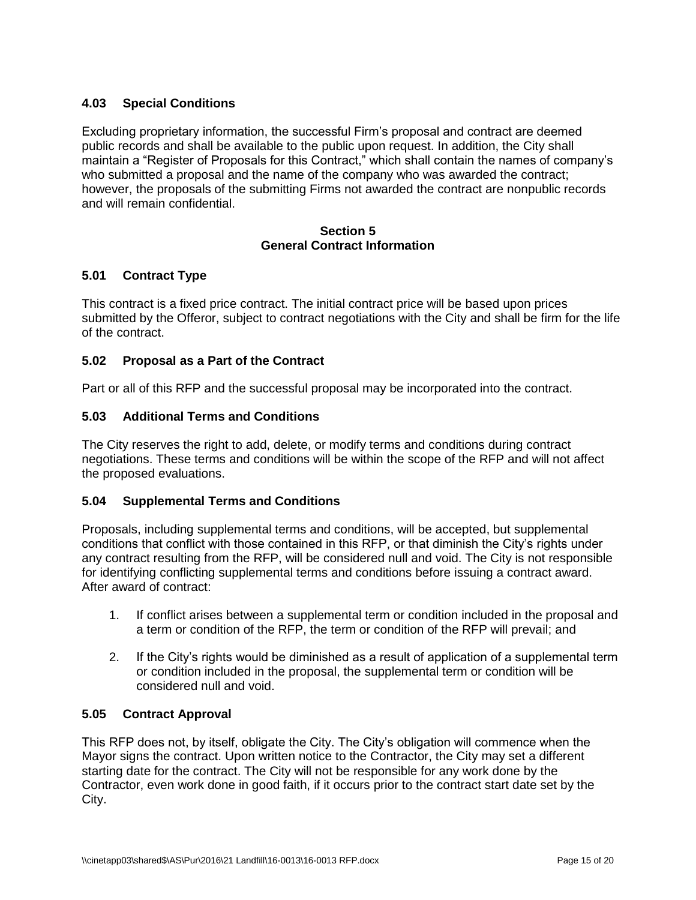### 4.03 Special Conditions

Excluding proprietary information, the successful Firm's proposal and contract are deemed public records and shall be available to the public upon request. In addition, the City shall maintain a "Register of Proposals for this Contract," which shall contain the names of company's who submitted a proposal and the name of the company who was awarded the contract; however, the proposals of the submitting Firms not awarded the contract are nonpublic records and will remain confidential.

## Section 5
## General Contract Information

### 5.01 Contract Type

This contract is a fixed price contract. The initial contract price will be based upon prices submitted by the Offeror, subject to contract negotiations with the City and shall be firm for the life of the contract.

### 5.02 Proposal as a Part of the Contract

Part or all of this RFP and the successful proposal may be incorporated into the contract.

### 5.03 Additional Terms and Conditions

The City reserves the right to add, delete, or modify terms and conditions during contract negotiations. These terms and conditions will be within the scope of the RFP and will not affect the proposed evaluations.

### 5.04 Supplemental Terms and Conditions

Proposals, including supplemental terms and conditions, will be accepted, but supplemental conditions that conflict with those contained in this RFP, or that diminish the City's rights under any contract resulting from the RFP, will be considered null and void. The City is not responsible for identifying conflicting supplemental terms and conditions before issuing a contract award. After award of contract:

1. If conflict arises between a supplemental term or condition included in the proposal and a term or condition of the RFP, the term or condition of the RFP will prevail; and

2. If the City's rights would be diminished as a result of application of a supplemental term or condition included in the proposal, the supplemental term or condition will be considered null and void.

### 5.05 Contract Approval

This RFP does not, by itself, obligate the City. The City's obligation will commence when the Mayor signs the contract. Upon written notice to the Contractor, the City may set a different starting date for the contract. The City will not be responsible for any work done by the Contractor, even work done in good faith, if it occurs prior to the contract start date set by the City.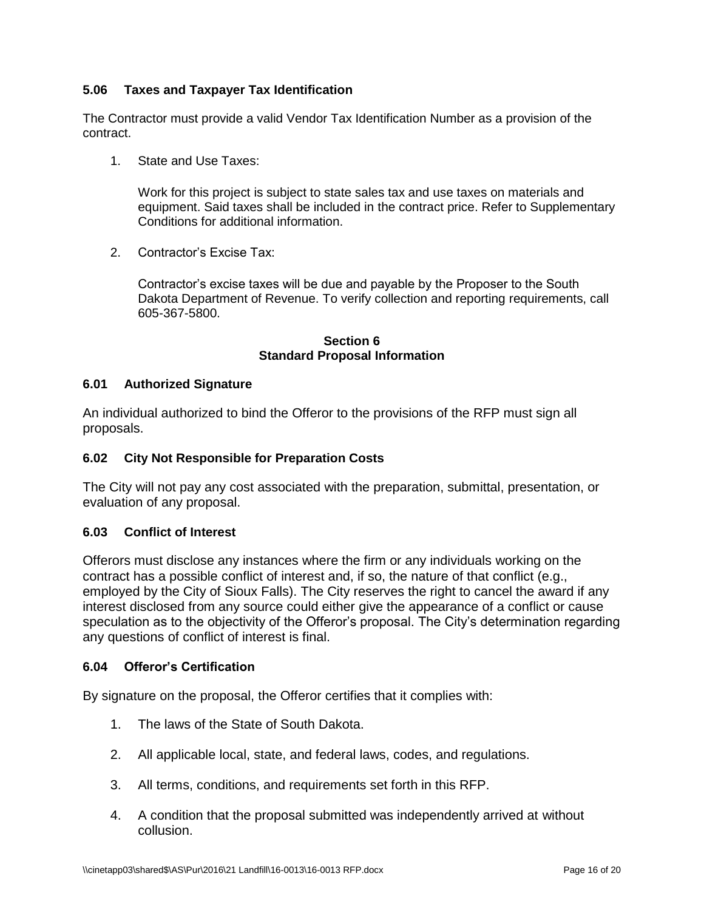### 5.06 Taxes and Taxpayer Tax Identification

The Contractor must provide a valid Vendor Tax Identification Number as a provision of the contract.

1. State and Use Taxes:

   Work for this project is subject to state sales tax and use taxes on materials and equipment. Said taxes shall be included in the contract price. Refer to Supplementary Conditions for additional information.

2. Contractor's Excise Tax:

   Contractor's excise taxes will be due and payable by the Proposer to the South Dakota Department of Revenue. To verify collection and reporting requirements, call 605-367-5800.

## Section 6
## Standard Proposal Information

### 6.01 Authorized Signature

An individual authorized to bind the Offeror to the provisions of the RFP must sign all proposals.

### 6.02 City Not Responsible for Preparation Costs

The City will not pay any cost associated with the preparation, submittal, presentation, or evaluation of any proposal.

### 6.03 Conflict of Interest

Offerors must disclose any instances where the firm or any individuals working on the contract has a possible conflict of interest and, if so, the nature of that conflict (e.g., employed by the City of Sioux Falls). The City reserves the right to cancel the award if any interest disclosed from any source could either give the appearance of a conflict or cause speculation as to the objectivity of the Offeror's proposal. The City's determination regarding any questions of conflict of interest is final.

### 6.04 Offeror's Certification

By signature on the proposal, the Offeror certifies that it complies with:

1. The laws of the State of South Dakota.
2. All applicable local, state, and federal laws, codes, and regulations.
3. All terms, conditions, and requirements set forth in this RFP.
4. A condition that the proposal submitted was independently arrived at without collusion.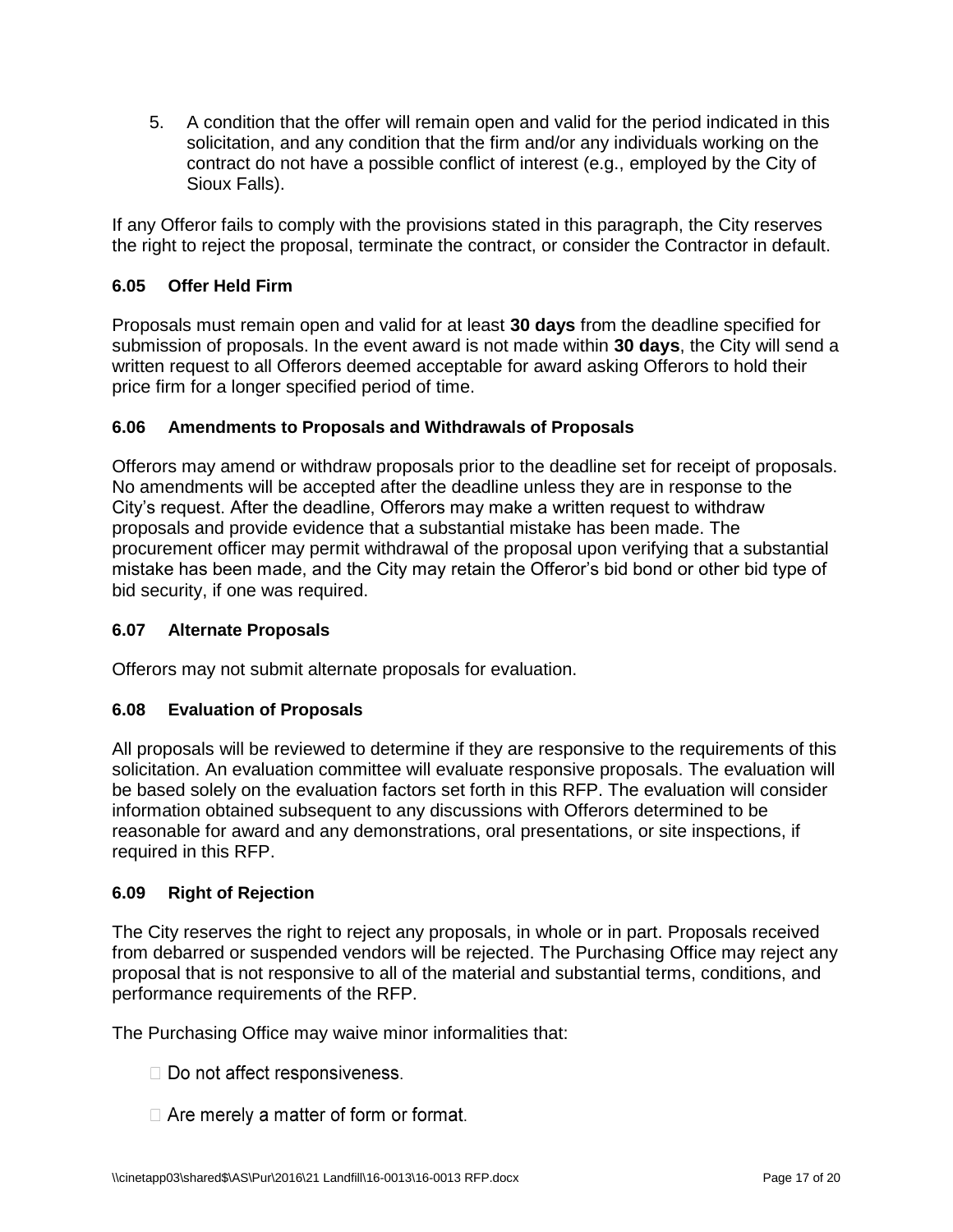5. A condition that the offer will remain open and valid for the period indicated in this solicitation, and any condition that the firm and/or any individuals working on the contract do not have a possible conflict of interest (e.g., employed by the City of Sioux Falls).

If any Offeror fails to comply with the provisions stated in this paragraph, the City reserves the right to reject the proposal, terminate the contract, or consider the Contractor in default.

### 6.05 Offer Held Firm

Proposals must remain open and valid for at least **30 days** from the deadline specified for submission of proposals. In the event award is not made within **30 days**, the City will send a written request to all Offerors deemed acceptable for award asking Offerors to hold their price firm for a longer specified period of time.

### 6.06 Amendments to Proposals and Withdrawals of Proposals

Offerors may amend or withdraw proposals prior to the deadline set for receipt of proposals. No amendments will be accepted after the deadline unless they are in response to the City's request. After the deadline, Offerors may make a written request to withdraw proposals and provide evidence that a substantial mistake has been made. The procurement officer may permit withdrawal of the proposal upon verifying that a substantial mistake has been made, and the City may retain the Offeror's bid bond or other bid type of bid security, if one was required.

### 6.07 Alternate Proposals

Offerors may not submit alternate proposals for evaluation.

### 6.08 Evaluation of Proposals

All proposals will be reviewed to determine if they are responsive to the requirements of this solicitation. An evaluation committee will evaluate responsive proposals. The evaluation will be based solely on the evaluation factors set forth in this RFP. The evaluation will consider information obtained subsequent to any discussions with Offerors determined to be reasonable for award and any demonstrations, oral presentations, or site inspections, if required in this RFP.

### 6.09 Right of Rejection

The City reserves the right to reject any proposals, in whole or in part. Proposals received from debarred or suspended vendors will be rejected. The Purchasing Office may reject any proposal that is not responsive to all of the material and substantial terms, conditions, and performance requirements of the RFP.

The Purchasing Office may waive minor informalities that:

- Do not affect responsiveness.
- Are merely a matter of form or format.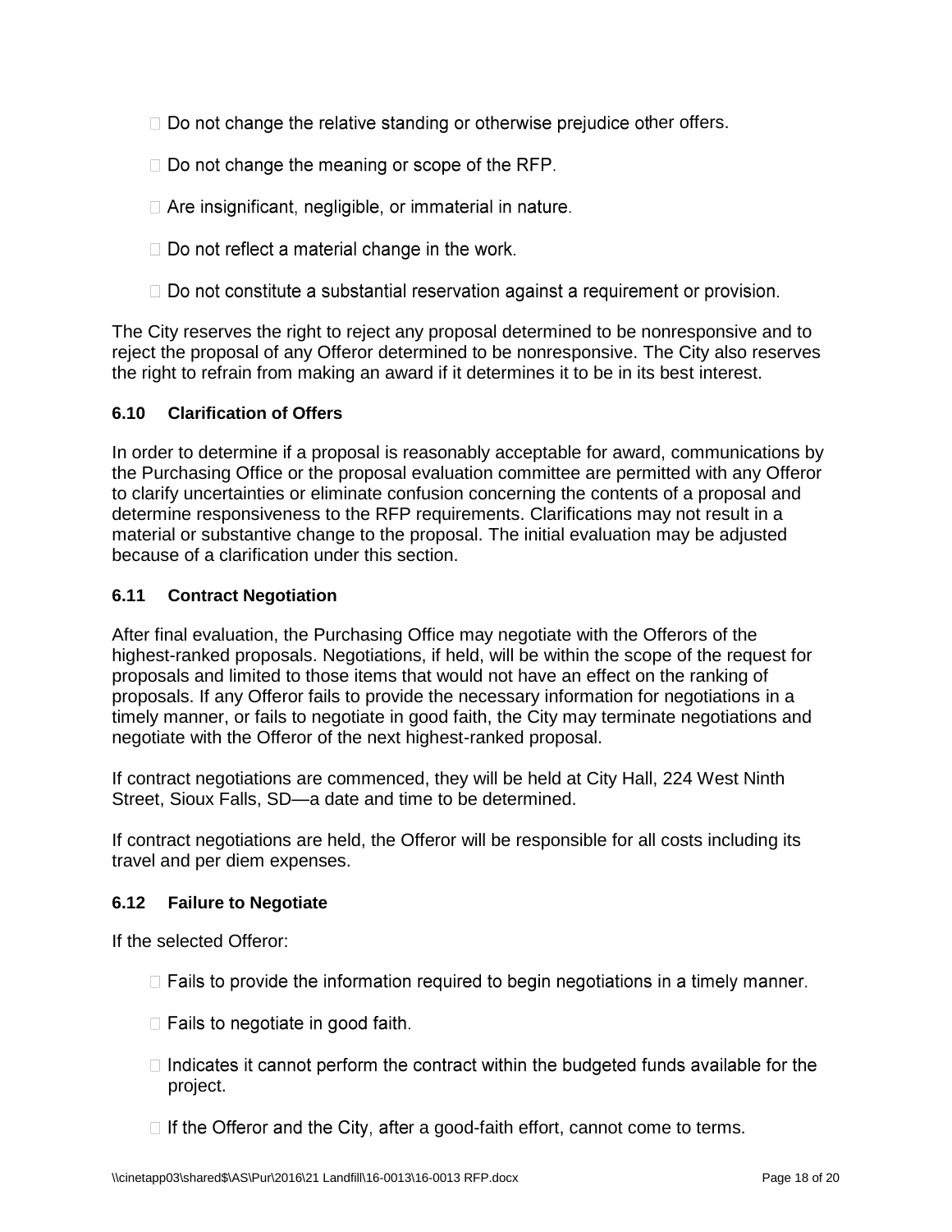- Do not change the relative standing or otherwise prejudice other offers.
- Do not change the meaning or scope of the RFP.
- Are insignificant, negligible, or immaterial in nature.
- Do not reflect a material change in the work.
- Do not constitute a substantial reservation against a requirement or provision.

The City reserves the right to reject any proposal determined to be nonresponsive and to reject the proposal of any Offeror determined to be nonresponsive. The City also reserves the right to refrain from making an award if it determines it to be in its best interest.

### 6.10 Clarification of Offers

In order to determine if a proposal is reasonably acceptable for award, communications by the Purchasing Office or the proposal evaluation committee are permitted with any Offeror to clarify uncertainties or eliminate confusion concerning the contents of a proposal and determine responsiveness to the RFP requirements. Clarifications may not result in a material or substantive change to the proposal. The initial evaluation may be adjusted because of a clarification under this section.

### 6.11 Contract Negotiation

After final evaluation, the Purchasing Office may negotiate with the Offerors of the highest-ranked proposals. Negotiations, if held, will be within the scope of the request for proposals and limited to those items that would not have an effect on the ranking of proposals. If any Offeror fails to provide the necessary information for negotiations in a timely manner, or fails to negotiate in good faith, the City may terminate negotiations and negotiate with the Offeror of the next highest-ranked proposal.

If contract negotiations are commenced, they will be held at City Hall, 224 West Ninth Street, Sioux Falls, SD—a date and time to be determined.

If contract negotiations are held, the Offeror will be responsible for all costs including its travel and per diem expenses.

### 6.12 Failure to Negotiate

If the selected Offeror:

- Fails to provide the information required to begin negotiations in a timely manner.
- Fails to negotiate in good faith.
- Indicates it cannot perform the contract within the budgeted funds available for the project.
- If the Offeror and the City, after a good-faith effort, cannot come to terms.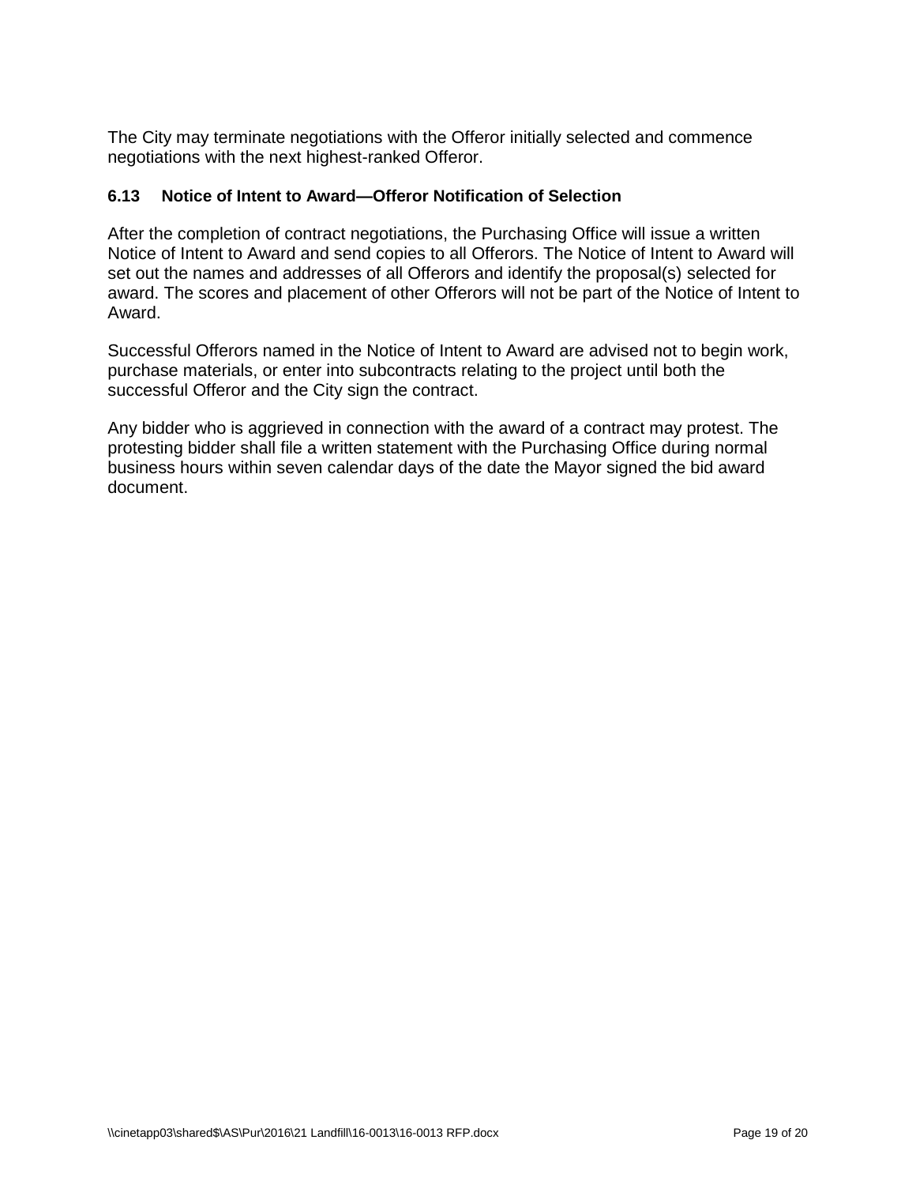The City may terminate negotiations with the Offeror initially selected and commence negotiations with the next highest-ranked Offeror.

### 6.13 Notice of Intent to Award—Offeror Notification of Selection

After the completion of contract negotiations, the Purchasing Office will issue a written Notice of Intent to Award and send copies to all Offerors. The Notice of Intent to Award will set out the names and addresses of all Offerors and identify the proposal(s) selected for award. The scores and placement of other Offerors will not be part of the Notice of Intent to Award.

Successful Offerors named in the Notice of Intent to Award are advised not to begin work, purchase materials, or enter into subcontracts relating to the project until both the successful Offeror and the City sign the contract.

Any bidder who is aggrieved in connection with the award of a contract may protest. The protesting bidder shall file a written statement with the Purchasing Office during normal business hours within seven calendar days of the date the Mayor signed the bid award document.